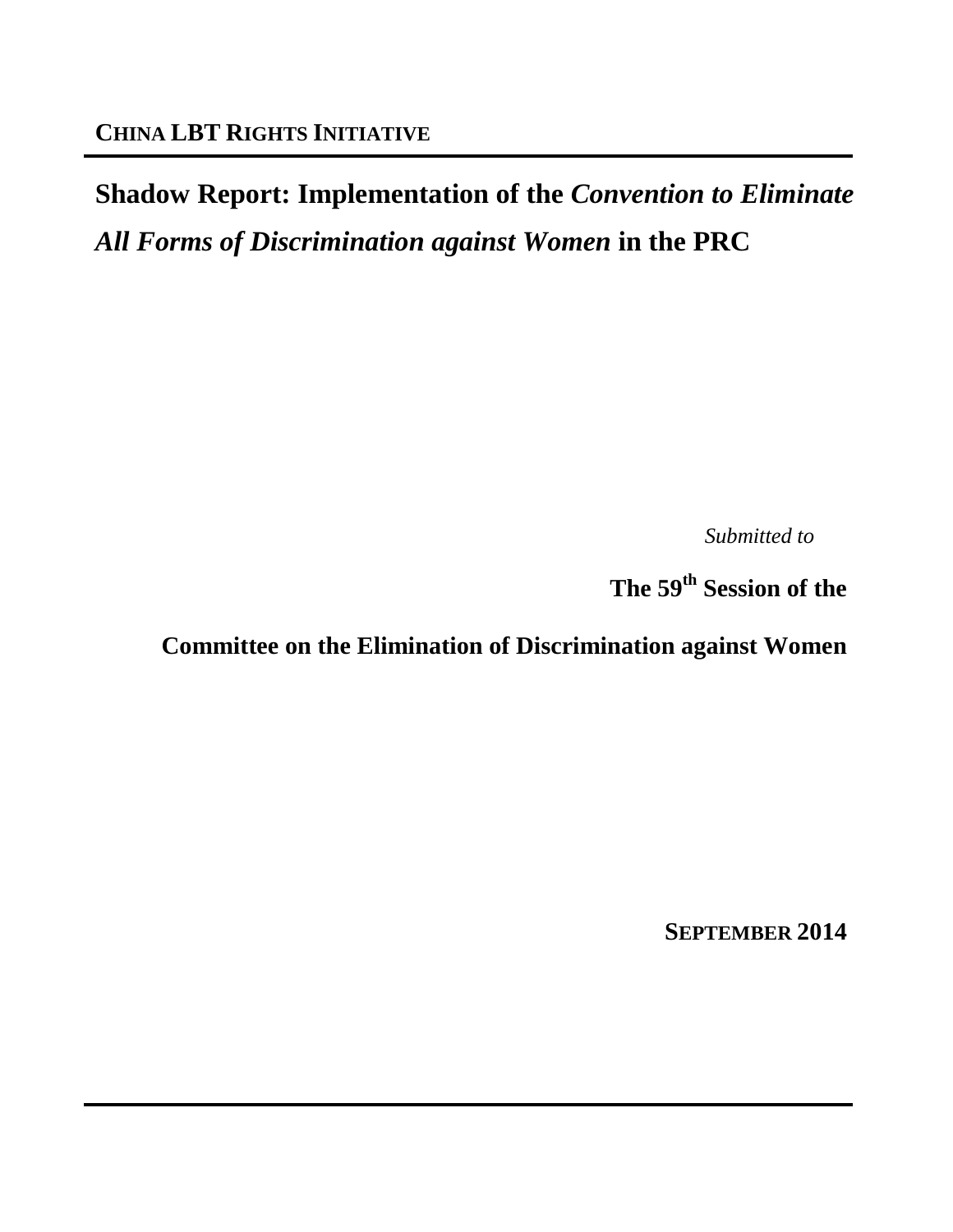**CHINA LBT RIGHTS INITIATIVE**

# Shadow Report: Implementation of the *Convention to Eliminate All Forms of Discrimination against Women* in the PRC

*Submitted to*

**The 59th Session of the**

**Committee on the Elimination of Discrimination against Women**

**SEPTEMBER 2014**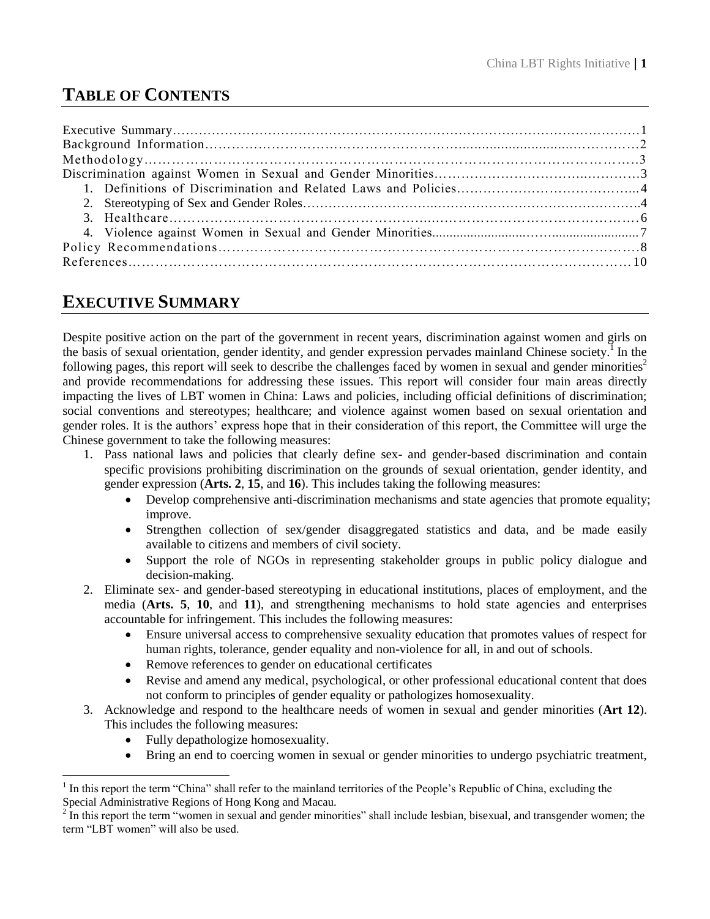## TABLE OF CONTENTS

Executive Summary……………………………………………………………………………………………1
Background Information……………………………………………………………………………………2
Methodology……………………………………………………………………………………………………3
Discrimination against Women in Sexual and Gender Minorities……………………………………3
1. Definitions of Discrimination and Related Laws and Policies……………………………………4
2. Stereotyping of Sex and Gender Roles…………………………………………………………………4
3. Healthcare……………………………………………………………………………………………………6
4. Violence against Women in Sexual and Gender Minorities…………………………………………7
Policy Recommendations……………………………………………………………………………………8
References………………………………………………………………………………………………………10

## EXECUTIVE SUMMARY

Despite positive action on the part of the government in recent years, discrimination against women and girls on the basis of sexual orientation, gender identity, and gender expression pervades mainland Chinese society.[1] In the following pages, this report will seek to describe the challenges faced by women in sexual and gender minorities[2] and provide recommendations for addressing these issues. This report will consider four main areas directly impacting the lives of LBT women in China: Laws and policies, including official definitions of discrimination; social conventions and stereotypes; healthcare; and violence against women based on sexual orientation and gender roles. It is the authors' express hope that in their consideration of this report, the Committee will urge the Chinese government to take the following measures:

1. Pass national laws and policies that clearly define sex- and gender-based discrimination and contain specific provisions prohibiting discrimination on the grounds of sexual orientation, gender identity, and gender expression (**Arts. 2**, **15**, and **16**). This includes taking the following measures:
   - Develop comprehensive anti-discrimination mechanisms and state agencies that promote equality; improve.
   - Strengthen collection of sex/gender disaggregated statistics and data, and be made easily available to citizens and members of civil society.
   - Support the role of NGOs in representing stakeholder groups in public policy dialogue and decision-making.
2. Eliminate sex- and gender-based stereotyping in educational institutions, places of employment, and the media (**Arts. 5**, **10**, and **11**), and strengthening mechanisms to hold state agencies and enterprises accountable for infringement. This includes the following measures:
   - Ensure universal access to comprehensive sexuality education that promotes values of respect for human rights, tolerance, gender equality and non-violence for all, in and out of schools.
   - Remove references to gender on educational certificates
   - Revise and amend any medical, psychological, or other professional educational content that does not conform to principles of gender equality or pathologizes homosexuality.
3. Acknowledge and respond to the healthcare needs of women in sexual and gender minorities (**Art 12**). This includes the following measures:
   - Fully depathologize homosexuality.
   - Bring an end to coercing women in sexual or gender minorities to undergo psychiatric treatment,

[1] In this report the term "China" shall refer to the mainland territories of the People's Republic of China, excluding the Special Administrative Regions of Hong Kong and Macau.

[2] In this report the term "women in sexual and gender minorities" shall include lesbian, bisexual, and transgender women; the term "LBT women" will also be used.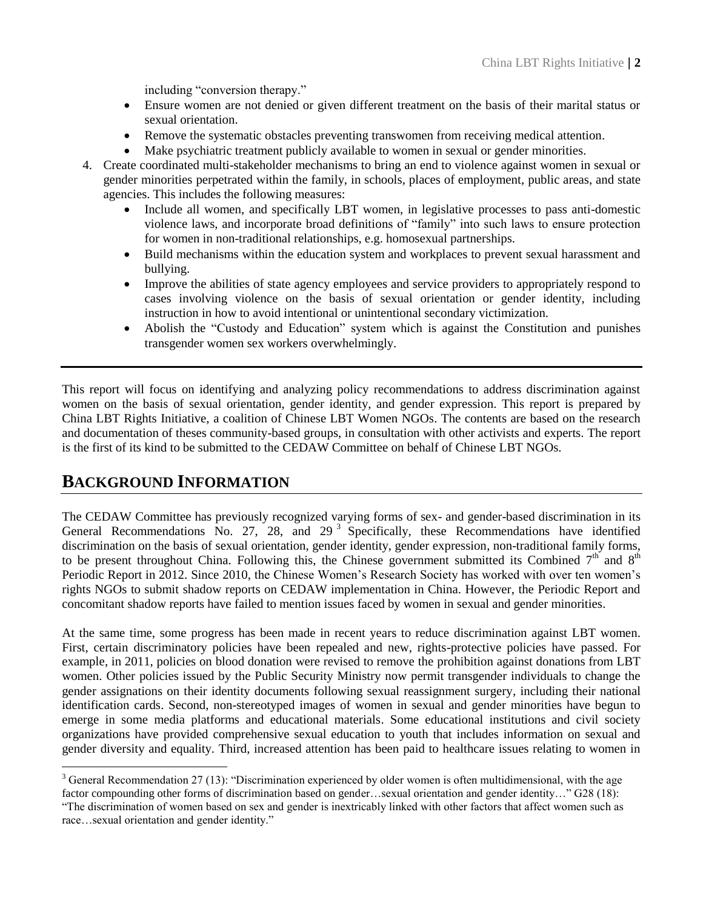including "conversion therapy."

- Ensure women are not denied or given different treatment on the basis of their marital status or sexual orientation.
- Remove the systematic obstacles preventing transwomen from receiving medical attention.
- Make psychiatric treatment publicly available to women in sexual or gender minorities.

4. Create coordinated multi-stakeholder mechanisms to bring an end to violence against women in sexual or gender minorities perpetrated within the family, in schools, places of employment, public areas, and state agencies. This includes the following measures:
   - Include all women, and specifically LBT women, in legislative processes to pass anti-domestic violence laws, and incorporate broad definitions of "family" into such laws to ensure protection for women in non-traditional relationships, e.g. homosexual partnerships.
   - Build mechanisms within the education system and workplaces to prevent sexual harassment and bullying.
   - Improve the abilities of state agency employees and service providers to appropriately respond to cases involving violence on the basis of sexual orientation or gender identity, including instruction in how to avoid intentional or unintentional secondary victimization.
   - Abolish the "Custody and Education" system which is against the Constitution and punishes transgender women sex workers overwhelmingly.

---

This report will focus on identifying and analyzing policy recommendations to address discrimination against women on the basis of sexual orientation, gender identity, and gender expression. This report is prepared by China LBT Rights Initiative, a coalition of Chinese LBT Women NGOs. The contents are based on the research and documentation of theses community-based groups, in consultation with other activists and experts. The report is the first of its kind to be submitted to the CEDAW Committee on behalf of Chinese LBT NGOs.

## BACKGROUND INFORMATION

The CEDAW Committee has previously recognized varying forms of sex- and gender-based discrimination in its General Recommendations No. 27, 28, and 29 [3] Specifically, these Recommendations have identified discrimination on the basis of sexual orientation, gender identity, gender expression, non-traditional family forms, to be present throughout China. Following this, the Chinese government submitted its Combined 7th and 8th Periodic Report in 2012. Since 2010, the Chinese Women's Research Society has worked with over ten women's rights NGOs to submit shadow reports on CEDAW implementation in China. However, the Periodic Report and concomitant shadow reports have failed to mention issues faced by women in sexual and gender minorities.

At the same time, some progress has been made in recent years to reduce discrimination against LBT women. First, certain discriminatory policies have been repealed and new, rights-protective policies have passed. For example, in 2011, policies on blood donation were revised to remove the prohibition against donations from LBT women. Other policies issued by the Public Security Ministry now permit transgender individuals to change the gender assignations on their identity documents following sexual reassignment surgery, including their national identification cards. Second, non-stereotyped images of women in sexual and gender minorities have begun to emerge in some media platforms and educational materials. Some educational institutions and civil society organizations have provided comprehensive sexual education to youth that includes information on sexual and gender diversity and equality. Third, increased attention has been paid to healthcare issues relating to women in

---

[3] General Recommendation 27 (13): "Discrimination experienced by older women is often multidimensional, with the age factor compounding other forms of discrimination based on gender…sexual orientation and gender identity…" G28 (18): "The discrimination of women based on sex and gender is inextricably linked with other factors that affect women such as race…sexual orientation and gender identity."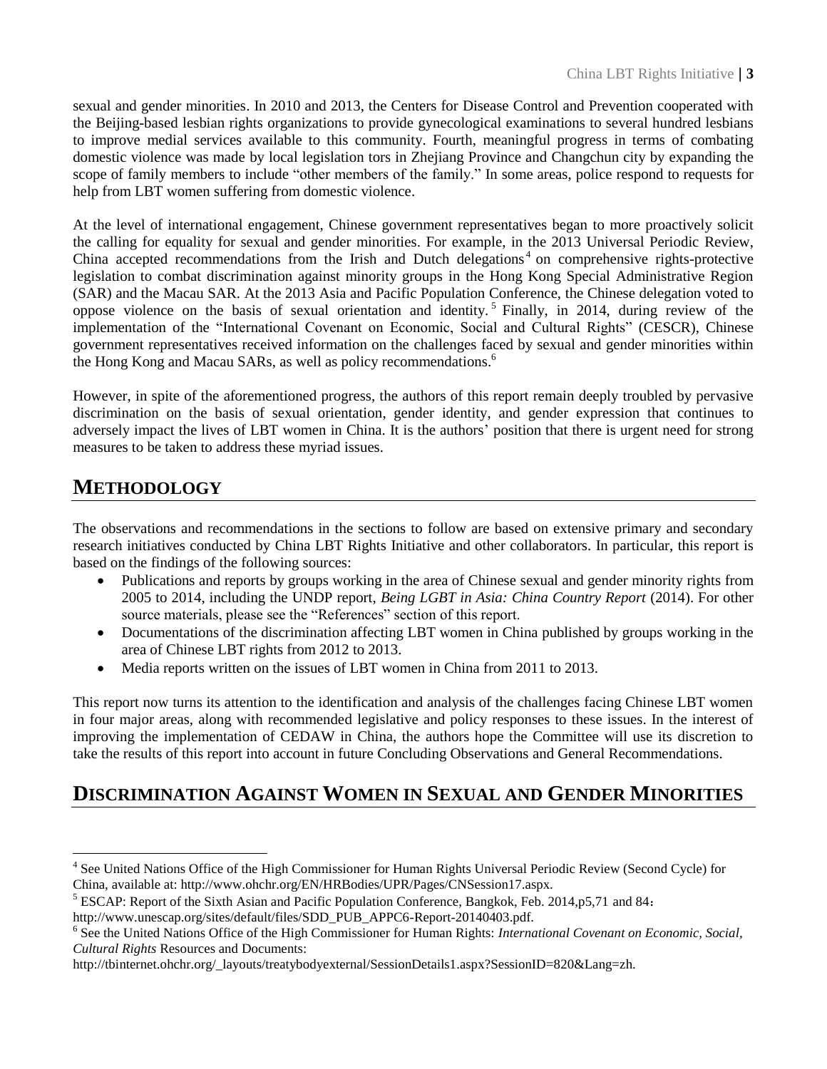sexual and gender minorities. In 2010 and 2013, the Centers for Disease Control and Prevention cooperated with the Beijing-based lesbian rights organizations to provide gynecological examinations to several hundred lesbians to improve medial services available to this community. Fourth, meaningful progress in terms of combating domestic violence was made by local legislation tors in Zhejiang Province and Changchun city by expanding the scope of family members to include "other members of the family." In some areas, police respond to requests for help from LBT women suffering from domestic violence.

At the level of international engagement, Chinese government representatives began to more proactively solicit the calling for equality for sexual and gender minorities. For example, in the 2013 Universal Periodic Review, China accepted recommendations from the Irish and Dutch delegations[4] on comprehensive rights-protective legislation to combat discrimination against minority groups in the Hong Kong Special Administrative Region (SAR) and the Macau SAR. At the 2013 Asia and Pacific Population Conference, the Chinese delegation voted to oppose violence on the basis of sexual orientation and identity.[5] Finally, in 2014, during review of the implementation of the "International Covenant on Economic, Social and Cultural Rights" (CESCR), Chinese government representatives received information on the challenges faced by sexual and gender minorities within the Hong Kong and Macau SARs, as well as policy recommendations.[6]

However, in spite of the aforementioned progress, the authors of this report remain deeply troubled by pervasive discrimination on the basis of sexual orientation, gender identity, and gender expression that continues to adversely impact the lives of LBT women in China. It is the authors' position that there is urgent need for strong measures to be taken to address these myriad issues.

## METHODOLOGY

The observations and recommendations in the sections to follow are based on extensive primary and secondary research initiatives conducted by China LBT Rights Initiative and other collaborators. In particular, this report is based on the findings of the following sources:

- Publications and reports by groups working in the area of Chinese sexual and gender minority rights from 2005 to 2014, including the UNDP report, *Being LGBT in Asia: China Country Report* (2014). For other source materials, please see the "References" section of this report.
- Documentations of the discrimination affecting LBT women in China published by groups working in the area of Chinese LBT rights from 2012 to 2013.
- Media reports written on the issues of LBT women in China from 2011 to 2013.

This report now turns its attention to the identification and analysis of the challenges facing Chinese LBT women in four major areas, along with recommended legislative and policy responses to these issues. In the interest of improving the implementation of CEDAW in China, the authors hope the Committee will use its discretion to take the results of this report into account in future Concluding Observations and General Recommendations.

## DISCRIMINATION AGAINST WOMEN IN SEXUAL AND GENDER MINORITIES

---

[4] See United Nations Office of the High Commissioner for Human Rights Universal Periodic Review (Second Cycle) for China, available at: http://www.ohchr.org/EN/HRBodies/UPR/Pages/CNSession17.aspx.

[5] ESCAP: Report of the Sixth Asian and Pacific Population Conference, Bangkok, Feb. 2014,p5,71 and 84：http://www.unescap.org/sites/default/files/SDD_PUB_APPC6-Report-20140403.pdf.

[6] See the United Nations Office of the High Commissioner for Human Rights: *International Covenant on Economic, Social, Cultural Rights* Resources and Documents: http://tbinternet.ohchr.org/_layouts/treatybodyexternal/SessionDetails1.aspx?SessionID=820&Lang=zh.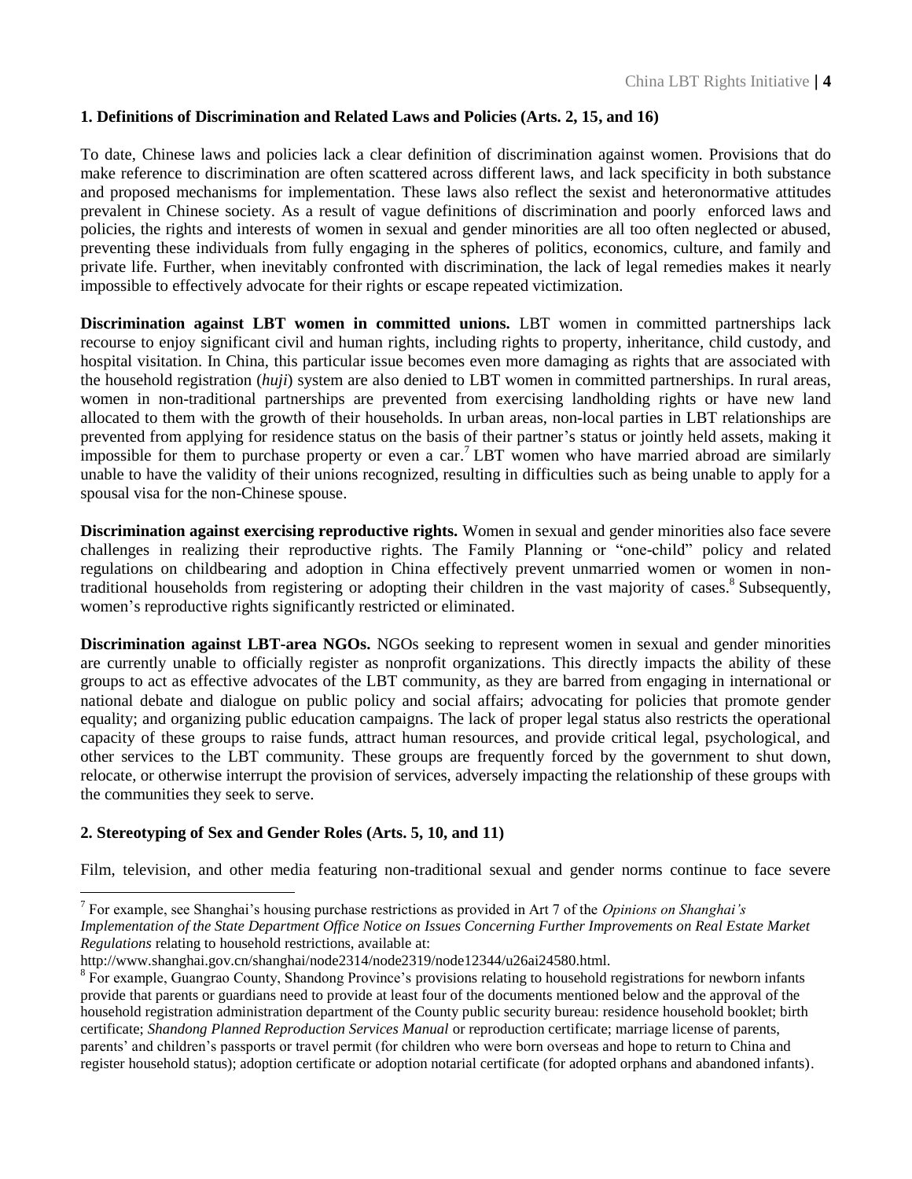**1. Definitions of Discrimination and Related Laws and Policies (Arts. 2, 15, and 16)**

To date, Chinese laws and policies lack a clear definition of discrimination against women. Provisions that do make reference to discrimination are often scattered across different laws, and lack specificity in both substance and proposed mechanisms for implementation. These laws also reflect the sexist and heteronormative attitudes prevalent in Chinese society. As a result of vague definitions of discrimination and poorly enforced laws and policies, the rights and interests of women in sexual and gender minorities are all too often neglected or abused, preventing these individuals from fully engaging in the spheres of politics, economics, culture, and family and private life. Further, when inevitably confronted with discrimination, the lack of legal remedies makes it nearly impossible to effectively advocate for their rights or escape repeated victimization.

**Discrimination against LBT women in committed unions.** LBT women in committed partnerships lack recourse to enjoy significant civil and human rights, including rights to property, inheritance, child custody, and hospital visitation. In China, this particular issue becomes even more damaging as rights that are associated with the household registration (*huji*) system are also denied to LBT women in committed partnerships. In rural areas, women in non-traditional partnerships are prevented from exercising landholding rights or have new land allocated to them with the growth of their households. In urban areas, non-local parties in LBT relationships are prevented from applying for residence status on the basis of their partner's status or jointly held assets, making it impossible for them to purchase property or even a car.[7] LBT women who have married abroad are similarly unable to have the validity of their unions recognized, resulting in difficulties such as being unable to apply for a spousal visa for the non-Chinese spouse.

**Discrimination against exercising reproductive rights.** Women in sexual and gender minorities also face severe challenges in realizing their reproductive rights. The Family Planning or "one-child" policy and related regulations on childbearing and adoption in China effectively prevent unmarried women or women in non-traditional households from registering or adopting their children in the vast majority of cases.[8] Subsequently, women's reproductive rights significantly restricted or eliminated.

**Discrimination against LBT-area NGOs.** NGOs seeking to represent women in sexual and gender minorities are currently unable to officially register as nonprofit organizations. This directly impacts the ability of these groups to act as effective advocates of the LBT community, as they are barred from engaging in international or national debate and dialogue on public policy and social affairs; advocating for policies that promote gender equality; and organizing public education campaigns. The lack of proper legal status also restricts the operational capacity of these groups to raise funds, attract human resources, and provide critical legal, psychological, and other services to the LBT community. These groups are frequently forced by the government to shut down, relocate, or otherwise interrupt the provision of services, adversely impacting the relationship of these groups with the communities they seek to serve.

**2. Stereotyping of Sex and Gender Roles (Arts. 5, 10, and 11)**

Film, television, and other media featuring non-traditional sexual and gender norms continue to face severe

---

[7] For example, see Shanghai's housing purchase restrictions as provided in Art 7 of the *Opinions on Shanghai's Implementation of the State Department Office Notice on Issues Concerning Further Improvements on Real Estate Market Regulations* relating to household restrictions, available at: http://www.shanghai.gov.cn/shanghai/node2314/node2319/node12344/u26ai24580.html.

[8] For example, Guangrao County, Shandong Province's provisions relating to household registrations for newborn infants provide that parents or guardians need to provide at least four of the documents mentioned below and the approval of the household registration administration department of the County public security bureau: residence household booklet; birth certificate; *Shandong Planned Reproduction Services Manual* or reproduction certificate; marriage license of parents, parents' and children's passports or travel permit (for children who were born overseas and hope to return to China and register household status); adoption certificate or adoption notarial certificate (for adopted orphans and abandoned infants).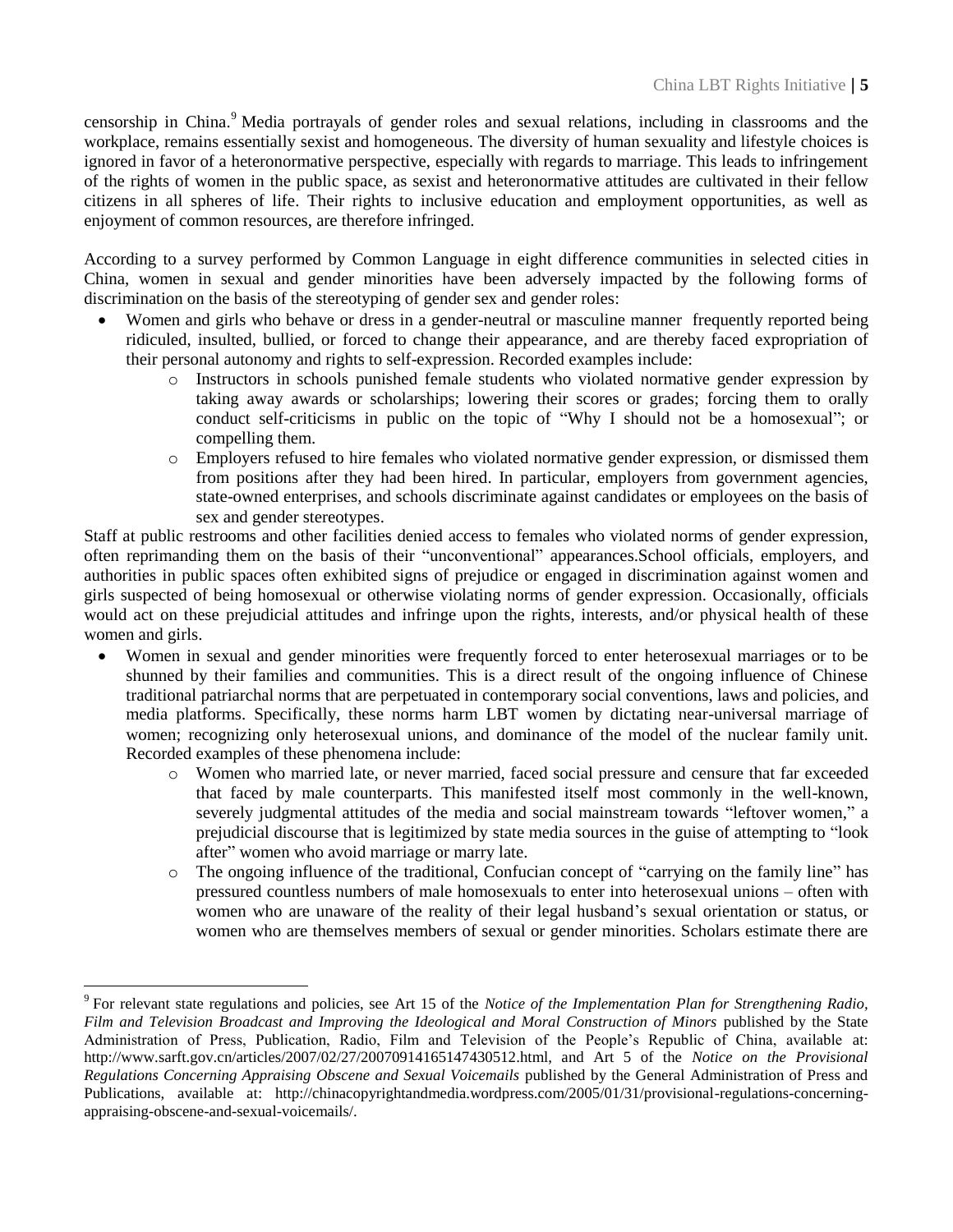censorship in China.[9] Media portrayals of gender roles and sexual relations, including in classrooms and the workplace, remains essentially sexist and homogeneous. The diversity of human sexuality and lifestyle choices is ignored in favor of a heteronormative perspective, especially with regards to marriage. This leads to infringement of the rights of women in the public space, as sexist and heteronormative attitudes are cultivated in their fellow citizens in all spheres of life. Their rights to inclusive education and employment opportunities, as well as enjoyment of common resources, are therefore infringed.

According to a survey performed by Common Language in eight difference communities in selected cities in China, women in sexual and gender minorities have been adversely impacted by the following forms of discrimination on the basis of the stereotyping of gender sex and gender roles:

- Women and girls who behave or dress in a gender-neutral or masculine manner frequently reported being ridiculed, insulted, bullied, or forced to change their appearance, and are thereby faced expropriation of their personal autonomy and rights to self-expression. Recorded examples include:
    - Instructors in schools punished female students who violated normative gender expression by taking away awards or scholarships; lowering their scores or grades; forcing them to orally conduct self-criticisms in public on the topic of "Why I should not be a homosexual"; or compelling them.
    - Employers refused to hire females who violated normative gender expression, or dismissed them from positions after they had been hired. In particular, employers from government agencies, state-owned enterprises, and schools discriminate against candidates or employees on the basis of sex and gender stereotypes.

Staff at public restrooms and other facilities denied access to females who violated norms of gender expression, often reprimanding them on the basis of their "unconventional" appearances.School officials, employers, and authorities in public spaces often exhibited signs of prejudice or engaged in discrimination against women and girls suspected of being homosexual or otherwise violating norms of gender expression. Occasionally, officials would act on these prejudicial attitudes and infringe upon the rights, interests, and/or physical health of these women and girls.

- Women in sexual and gender minorities were frequently forced to enter heterosexual marriages or to be shunned by their families and communities. This is a direct result of the ongoing influence of Chinese traditional patriarchal norms that are perpetuated in contemporary social conventions, laws and policies, and media platforms. Specifically, these norms harm LBT women by dictating near-universal marriage of women; recognizing only heterosexual unions, and dominance of the model of the nuclear family unit. Recorded examples of these phenomena include:
    - Women who married late, or never married, faced social pressure and censure that far exceeded that faced by male counterparts. This manifested itself most commonly in the well-known, severely judgmental attitudes of the media and social mainstream towards "leftover women," a prejudicial discourse that is legitimized by state media sources in the guise of attempting to "look after" women who avoid marriage or marry late.
    - The ongoing influence of the traditional, Confucian concept of "carrying on the family line" has pressured countless numbers of male homosexuals to enter into heterosexual unions – often with women who are unaware of the reality of their legal husband's sexual orientation or status, or women who are themselves members of sexual or gender minorities. Scholars estimate there are

---

[9] For relevant state regulations and policies, see Art 15 of the *Notice of the Implementation Plan for Strengthening Radio, Film and Television Broadcast and Improving the Ideological and Moral Construction of Minors* published by the State Administration of Press, Publication, Radio, Film and Television of the People's Republic of China, available at: http://www.sarft.gov.cn/articles/2007/02/27/20070914165147430512.html, and Art 5 of the *Notice on the Provisional Regulations Concerning Appraising Obscene and Sexual Voicemails* published by the General Administration of Press and Publications, available at: http://chinacopyrightandmedia.wordpress.com/2005/01/31/provisional-regulations-concerning-appraising-obscene-and-sexual-voicemails/.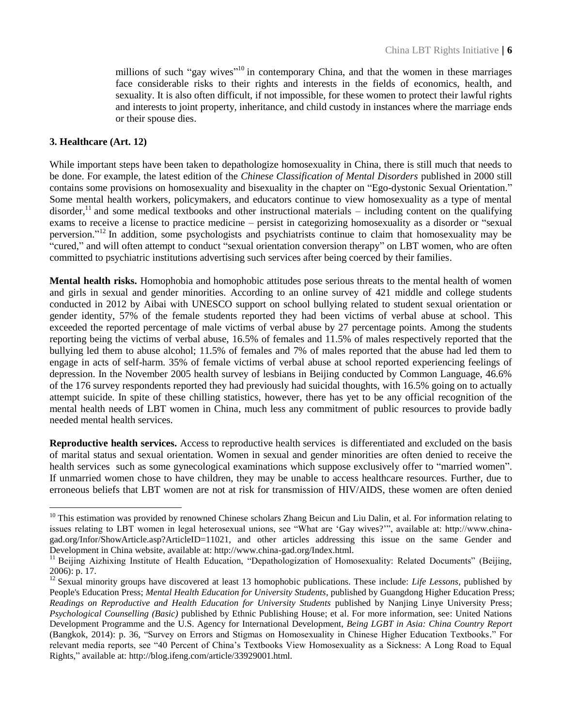millions of such "gay wives"[10] in contemporary China, and that the women in these marriages face considerable risks to their rights and interests in the fields of economics, health, and sexuality. It is also often difficult, if not impossible, for these women to protect their lawful rights and interests to joint property, inheritance, and child custody in instances where the marriage ends or their spouse dies.

### 3. Healthcare (Art. 12)

While important steps have been taken to depathologize homosexuality in China, there is still much that needs to be done. For example, the latest edition of the *Chinese Classification of Mental Disorders* published in 2000 still contains some provisions on homosexuality and bisexuality in the chapter on "Ego-dystonic Sexual Orientation." Some mental health workers, policymakers, and educators continue to view homosexuality as a type of mental disorder,[11] and some medical textbooks and other instructional materials – including content on the qualifying exams to receive a license to practice medicine – persist in categorizing homosexuality as a disorder or "sexual perversion."[12] In addition, some psychologists and psychiatrists continue to claim that homosexuality may be "cured," and will often attempt to conduct "sexual orientation conversion therapy" on LBT women, who are often committed to psychiatric institutions advertising such services after being coerced by their families.

**Mental health risks.** Homophobia and homophobic attitudes pose serious threats to the mental health of women and girls in sexual and gender minorities. According to an online survey of 421 middle and college students conducted in 2012 by Aibai with UNESCO support on school bullying related to student sexual orientation or gender identity, 57% of the female students reported they had been victims of verbal abuse at school. This exceeded the reported percentage of male victims of verbal abuse by 27 percentage points. Among the students reporting being the victims of verbal abuse, 16.5% of females and 11.5% of males respectively reported that the bullying led them to abuse alcohol; 11.5% of females and 7% of males reported that the abuse had led them to engage in acts of self-harm. 35% of female victims of verbal abuse at school reported experiencing feelings of depression. In the November 2005 health survey of lesbians in Beijing conducted by Common Language, 46.6% of the 176 survey respondents reported they had previously had suicidal thoughts, with 16.5% going on to actually attempt suicide. In spite of these chilling statistics, however, there has yet to be any official recognition of the mental health needs of LBT women in China, much less any commitment of public resources to provide badly needed mental health services.

**Reproductive health services.** Access to reproductive health services is differentiated and excluded on the basis of marital status and sexual orientation. Women in sexual and gender minorities are often denied to receive the health services such as some gynecological examinations which suppose exclusively offer to "married women". If unmarried women chose to have children, they may be unable to access healthcare resources. Further, due to erroneous beliefs that LBT women are not at risk for transmission of HIV/AIDS, these women are often denied

---

[10] This estimation was provided by renowned Chinese scholars Zhang Beicun and Liu Dalin, et al. For information relating to issues relating to LBT women in legal heterosexual unions, see "What are 'Gay wives?'", available at: http://www.china-gad.org/Infor/ShowArticle.asp?ArticleID=11021, and other articles addressing this issue on the same Gender and Development in China website, available at: http://www.china-gad.org/Index.html.

[11] Beijing Aizhixing Institute of Health Education, "Depathologization of Homosexuality: Related Documents" (Beijing, 2006): p. 17.

[12] Sexual minority groups have discovered at least 13 homophobic publications. These include: *Life Lessons*, published by People's Education Press; *Mental Health Education for University Students*, published by Guangdong Higher Education Press; *Readings on Reproductive and Health Education for University Students* published by Nanjing Linye University Press; *Psychological Counselling (Basic)* published by Ethnic Publishing House; et al. For more information, see: United Nations Development Programme and the U.S. Agency for International Development, *Being LGBT in Asia: China Country Report* (Bangkok, 2014): p. 36, "Survey on Errors and Stigmas on Homosexuality in Chinese Higher Education Textbooks." For relevant media reports, see "40 Percent of China's Textbooks View Homosexuality as a Sickness: A Long Road to Equal Rights," available at: http://blog.ifeng.com/article/33929001.html.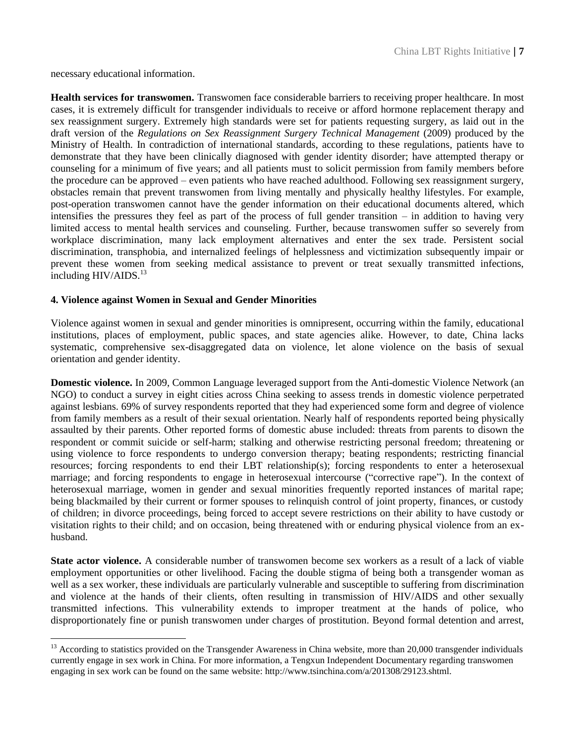necessary educational information.

**Health services for transwomen.** Transwomen face considerable barriers to receiving proper healthcare. In most cases, it is extremely difficult for transgender individuals to receive or afford hormone replacement therapy and sex reassignment surgery. Extremely high standards were set for patients requesting surgery, as laid out in the draft version of the *Regulations on Sex Reassignment Surgery Technical Management* (2009) produced by the Ministry of Health. In contradiction of international standards, according to these regulations, patients have to demonstrate that they have been clinically diagnosed with gender identity disorder; have attempted therapy or counseling for a minimum of five years; and all patients must to solicit permission from family members before the procedure can be approved – even patients who have reached adulthood. Following sex reassignment surgery, obstacles remain that prevent transwomen from living mentally and physically healthy lifestyles. For example, post-operation transwomen cannot have the gender information on their educational documents altered, which intensifies the pressures they feel as part of the process of full gender transition – in addition to having very limited access to mental health services and counseling. Further, because transwomen suffer so severely from workplace discrimination, many lack employment alternatives and enter the sex trade. Persistent social discrimination, transphobia, and internalized feelings of helplessness and victimization subsequently impair or prevent these women from seeking medical assistance to prevent or treat sexually transmitted infections, including HIV/AIDS.[13]

## 4. Violence against Women in Sexual and Gender Minorities

Violence against women in sexual and gender minorities is omnipresent, occurring within the family, educational institutions, places of employment, public spaces, and state agencies alike. However, to date, China lacks systematic, comprehensive sex-disaggregated data on violence, let alone violence on the basis of sexual orientation and gender identity.

**Domestic violence.** In 2009, Common Language leveraged support from the Anti-domestic Violence Network (an NGO) to conduct a survey in eight cities across China seeking to assess trends in domestic violence perpetrated against lesbians. 69% of survey respondents reported that they had experienced some form and degree of violence from family members as a result of their sexual orientation. Nearly half of respondents reported being physically assaulted by their parents. Other reported forms of domestic abuse included: threats from parents to disown the respondent or commit suicide or self-harm; stalking and otherwise restricting personal freedom; threatening or using violence to force respondents to undergo conversion therapy; beating respondents; restricting financial resources; forcing respondents to end their LBT relationship(s); forcing respondents to enter a heterosexual marriage; and forcing respondents to engage in heterosexual intercourse ("corrective rape"). In the context of heterosexual marriage, women in gender and sexual minorities frequently reported instances of marital rape; being blackmailed by their current or former spouses to relinquish control of joint property, finances, or custody of children; in divorce proceedings, being forced to accept severe restrictions on their ability to have custody or visitation rights to their child; and on occasion, being threatened with or enduring physical violence from an ex-husband.

**State actor violence.** A considerable number of transwomen become sex workers as a result of a lack of viable employment opportunities or other livelihood. Facing the double stigma of being both a transgender woman as well as a sex worker, these individuals are particularly vulnerable and susceptible to suffering from discrimination and violence at the hands of their clients, often resulting in transmission of HIV/AIDS and other sexually transmitted infections. This vulnerability extends to improper treatment at the hands of police, who disproportionately fine or punish transwomen under charges of prostitution. Beyond formal detention and arrest,

[13] According to statistics provided on the Transgender Awareness in China website, more than 20,000 transgender individuals currently engage in sex work in China. For more information, a Tengxun Independent Documentary regarding transwomen engaging in sex work can be found on the same website: http://www.tsinchina.com/a/201308/29123.shtml.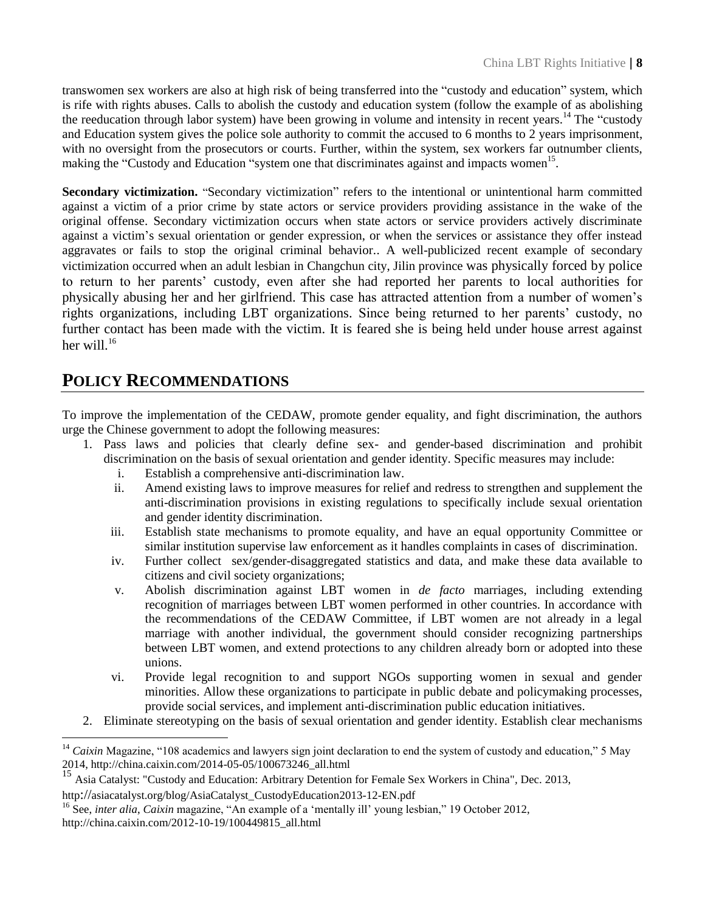transwomen sex workers are also at high risk of being transferred into the "custody and education" system, which is rife with rights abuses. Calls to abolish the custody and education system (follow the example of as abolishing the reeducation through labor system) have been growing in volume and intensity in recent years.[14] The "custody and Education system gives the police sole authority to commit the accused to 6 months to 2 years imprisonment, with no oversight from the prosecutors or courts. Further, within the system, sex workers far outnumber clients, making the "Custody and Education "system one that discriminates against and impacts women[15].

**Secondary victimization.** "Secondary victimization" refers to the intentional or unintentional harm committed against a victim of a prior crime by state actors or service providers providing assistance in the wake of the original offense. Secondary victimization occurs when state actors or service providers actively discriminate against a victim's sexual orientation or gender expression, or when the services or assistance they offer instead aggravates or fails to stop the original criminal behavior.. A well-publicized recent example of secondary victimization occurred when an adult lesbian in Changchun city, Jilin province was physically forced by police to return to her parents' custody, even after she had reported her parents to local authorities for physically abusing her and her girlfriend. This case has attracted attention from a number of women's rights organizations, including LBT organizations. Since being returned to her parents' custody, no further contact has been made with the victim. It is feared she is being held under house arrest against her will.[16]

## POLICY RECOMMENDATIONS

To improve the implementation of the CEDAW, promote gender equality, and fight discrimination, the authors urge the Chinese government to adopt the following measures:

1. Pass laws and policies that clearly define sex- and gender-based discrimination and prohibit discrimination on the basis of sexual orientation and gender identity. Specific measures may include:
   i. Establish a comprehensive anti-discrimination law.
   ii. Amend existing laws to improve measures for relief and redress to strengthen and supplement the anti-discrimination provisions in existing regulations to specifically include sexual orientation and gender identity discrimination.
   iii. Establish state mechanisms to promote equality, and have an equal opportunity Committee or similar institution supervise law enforcement as it handles complaints in cases of discrimination.
   iv. Further collect sex/gender-disaggregated statistics and data, and make these data available to citizens and civil society organizations;
   v. Abolish discrimination against LBT women in *de facto* marriages, including extending recognition of marriages between LBT women performed in other countries. In accordance with the recommendations of the CEDAW Committee, if LBT women are not already in a legal marriage with another individual, the government should consider recognizing partnerships between LBT women, and extend protections to any children already born or adopted into these unions.
   vi. Provide legal recognition to and support NGOs supporting women in sexual and gender minorities. Allow these organizations to participate in public debate and policymaking processes, provide social services, and implement anti-discrimination public education initiatives.
2. Eliminate stereotyping on the basis of sexual orientation and gender identity. Establish clear mechanisms

---

[14] *Caixin* Magazine, "108 academics and lawyers sign joint declaration to end the system of custody and education," 5 May 2014, http://china.caixin.com/2014-05-05/100673246_all.html

[15] Asia Catalyst: "Custody and Education: Arbitrary Detention for Female Sex Workers in China", Dec. 2013, http://asiacatalyst.org/blog/AsiaCatalyst_CustodyEducation2013-12-EN.pdf

[16] See, *inter alia*, *Caixin* magazine, "An example of a 'mentally ill' young lesbian," 19 October 2012, http://china.caixin.com/2012-10-19/100449815_all.html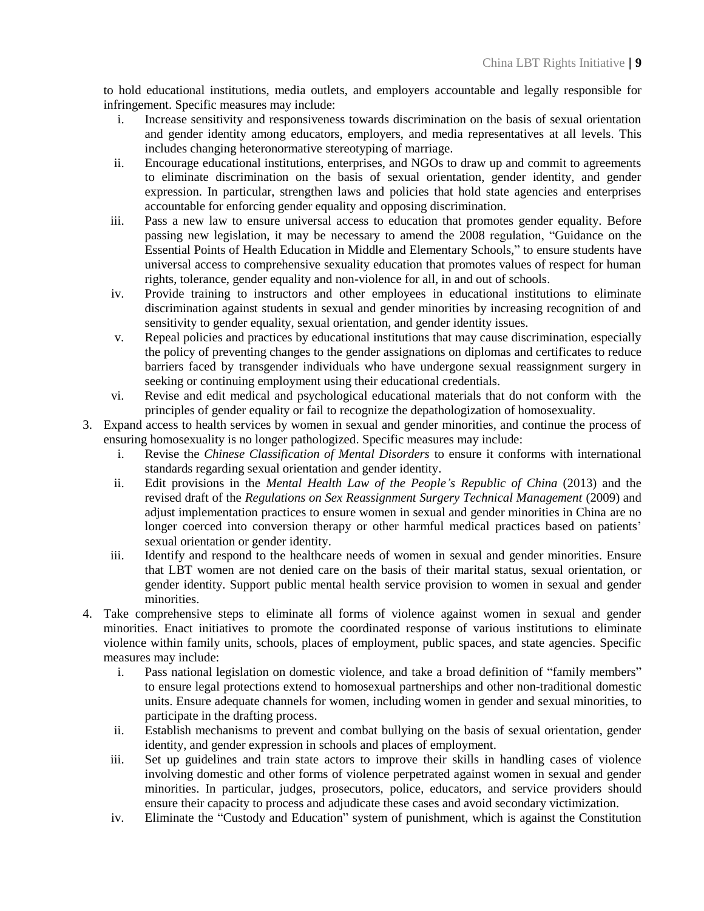to hold educational institutions, media outlets, and employers accountable and legally responsible for infringement. Specific measures may include:

   i. Increase sensitivity and responsiveness towards discrimination on the basis of sexual orientation and gender identity among educators, employers, and media representatives at all levels. This includes changing heteronormative stereotyping of marriage.
   ii. Encourage educational institutions, enterprises, and NGOs to draw up and commit to agreements to eliminate discrimination on the basis of sexual orientation, gender identity, and gender expression. In particular, strengthen laws and policies that hold state agencies and enterprises accountable for enforcing gender equality and opposing discrimination.
   iii. Pass a new law to ensure universal access to education that promotes gender equality. Before passing new legislation, it may be necessary to amend the 2008 regulation, "Guidance on the Essential Points of Health Education in Middle and Elementary Schools," to ensure students have universal access to comprehensive sexuality education that promotes values of respect for human rights, tolerance, gender equality and non-violence for all, in and out of schools.
   iv. Provide training to instructors and other employees in educational institutions to eliminate discrimination against students in sexual and gender minorities by increasing recognition of and sensitivity to gender equality, sexual orientation, and gender identity issues.
   v. Repeal policies and practices by educational institutions that may cause discrimination, especially the policy of preventing changes to the gender assignations on diplomas and certificates to reduce barriers faced by transgender individuals who have undergone sexual reassignment surgery in seeking or continuing employment using their educational credentials.
   vi. Revise and edit medical and psychological educational materials that do not conform with the principles of gender equality or fail to recognize the depathologization of homosexuality.

3. Expand access to health services by women in sexual and gender minorities, and continue the process of ensuring homosexuality is no longer pathologized. Specific measures may include:
   i. Revise the *Chinese Classification of Mental Disorders* to ensure it conforms with international standards regarding sexual orientation and gender identity.
   ii. Edit provisions in the *Mental Health Law of the People's Republic of China* (2013) and the revised draft of the *Regulations on Sex Reassignment Surgery Technical Management* (2009) and adjust implementation practices to ensure women in sexual and gender minorities in China are no longer coerced into conversion therapy or other harmful medical practices based on patients' sexual orientation or gender identity.
   iii. Identify and respond to the healthcare needs of women in sexual and gender minorities. Ensure that LBT women are not denied care on the basis of their marital status, sexual orientation, or gender identity. Support public mental health service provision to women in sexual and gender minorities.

4. Take comprehensive steps to eliminate all forms of violence against women in sexual and gender minorities. Enact initiatives to promote the coordinated response of various institutions to eliminate violence within family units, schools, places of employment, public spaces, and state agencies. Specific measures may include:
   i. Pass national legislation on domestic violence, and take a broad definition of "family members" to ensure legal protections extend to homosexual partnerships and other non-traditional domestic units. Ensure adequate channels for women, including women in gender and sexual minorities, to participate in the drafting process.
   ii. Establish mechanisms to prevent and combat bullying on the basis of sexual orientation, gender identity, and gender expression in schools and places of employment.
   iii. Set up guidelines and train state actors to improve their skills in handling cases of violence involving domestic and other forms of violence perpetrated against women in sexual and gender minorities. In particular, judges, prosecutors, police, educators, and service providers should ensure their capacity to process and adjudicate these cases and avoid secondary victimization.
   iv. Eliminate the "Custody and Education" system of punishment, which is against the Constitution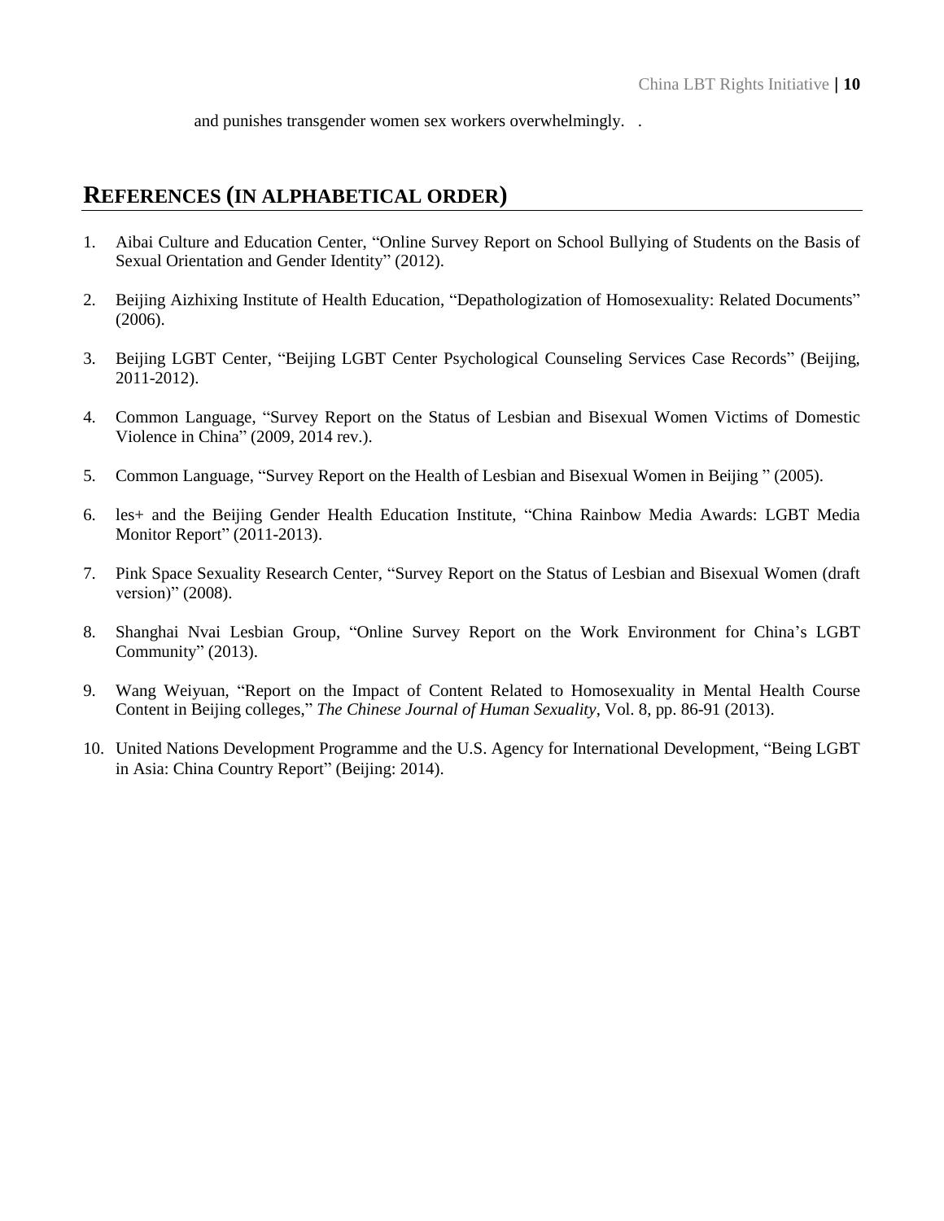and punishes transgender women sex workers overwhelmingly. .

## References (in alphabetical order)

1. Aibai Culture and Education Center, "Online Survey Report on School Bullying of Students on the Basis of Sexual Orientation and Gender Identity" (2012).

2. Beijing Aizhixing Institute of Health Education, "Depathologization of Homosexuality: Related Documents" (2006).

3. Beijing LGBT Center, "Beijing LGBT Center Psychological Counseling Services Case Records" (Beijing, 2011-2012).

4. Common Language, "Survey Report on the Status of Lesbian and Bisexual Women Victims of Domestic Violence in China" (2009, 2014 rev.).

5. Common Language, "Survey Report on the Health of Lesbian and Bisexual Women in Beijing " (2005).

6. les+ and the Beijing Gender Health Education Institute, "China Rainbow Media Awards: LGBT Media Monitor Report" (2011-2013).

7. Pink Space Sexuality Research Center, "Survey Report on the Status of Lesbian and Bisexual Women (draft version)" (2008).

8. Shanghai Nvai Lesbian Group, "Online Survey Report on the Work Environment for China's LGBT Community" (2013).

9. Wang Weiyuan, "Report on the Impact of Content Related to Homosexuality in Mental Health Course Content in Beijing colleges," *The Chinese Journal of Human Sexuality*, Vol. 8, pp. 86-91 (2013).

10. United Nations Development Programme and the U.S. Agency for International Development, "Being LGBT in Asia: China Country Report" (Beijing: 2014).